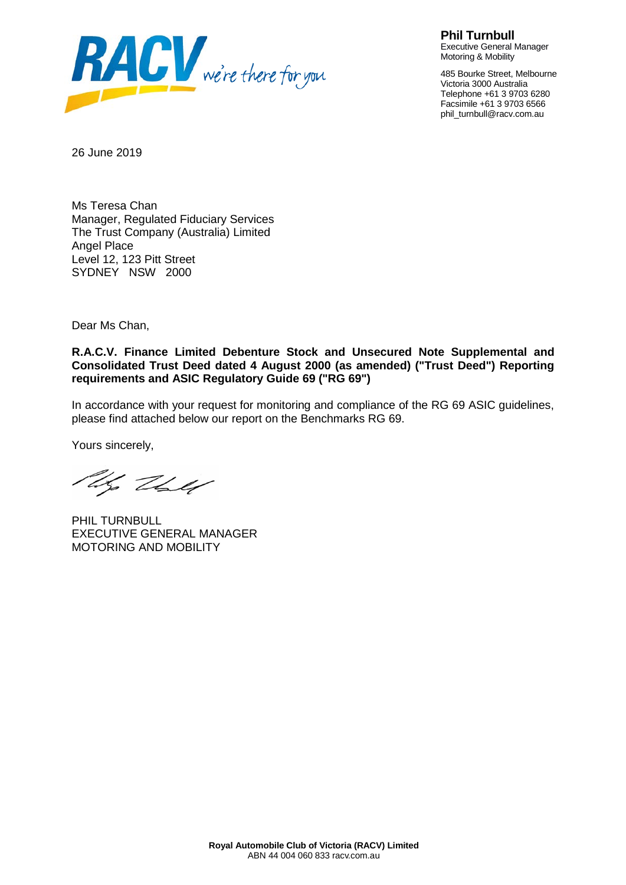RACV we're there for you

**Phil Turnbull**
Executive General Manager
Motoring & Mobility

485 Bourke Street, Melbourne
Victoria 3000 Australia
Telephone +61 3 9703 6280
Facsimile +61 3 9703 6566
phil_turnbull@racv.com.au

26 June 2019

Ms Teresa Chan
Manager, Regulated Fiduciary Services
The Trust Company (Australia) Limited
Angel Place
Level 12, 123 Pitt Street
SYDNEY NSW 2000

Dear Ms Chan,

**R.A.C.V. Finance Limited Debenture Stock and Unsecured Note Supplemental and Consolidated Trust Deed dated 4 August 2000 (as amended) ("Trust Deed") Reporting requirements and ASIC Regulatory Guide 69 ("RG 69")**

In accordance with your request for monitoring and compliance of the RG 69 ASIC guidelines, please find attached below our report on the Benchmarks RG 69.

Yours sincerely,

PHIL TURNBULL
EXECUTIVE GENERAL MANAGER
MOTORING AND MOBILITY

**Royal Automobile Club of Victoria (RACV) Limited**
ABN 44 004 060 833 racv.com.au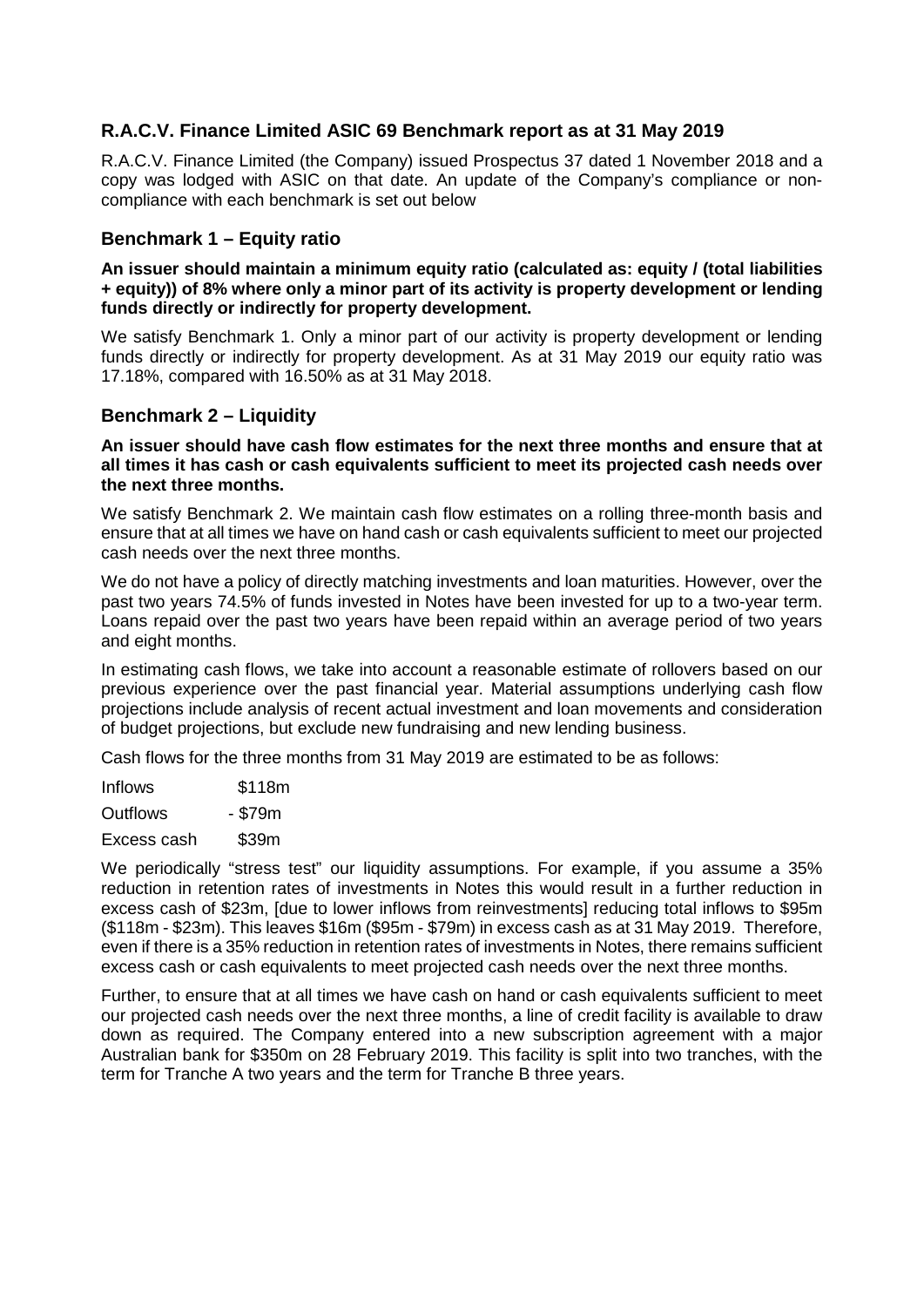## R.A.C.V. Finance Limited ASIC 69 Benchmark report as at 31 May 2019

R.A.C.V. Finance Limited (the Company) issued Prospectus 37 dated 1 November 2018 and a copy was lodged with ASIC on that date. An update of the Company's compliance or non-compliance with each benchmark is set out below

### Benchmark 1 – Equity ratio

**An issuer should maintain a minimum equity ratio (calculated as: equity / (total liabilities + equity)) of 8% where only a minor part of its activity is property development or lending funds directly or indirectly for property development.**

We satisfy Benchmark 1. Only a minor part of our activity is property development or lending funds directly or indirectly for property development. As at 31 May 2019 our equity ratio was 17.18%, compared with 16.50% as at 31 May 2018.

### Benchmark 2 – Liquidity

**An issuer should have cash flow estimates for the next three months and ensure that at all times it has cash or cash equivalents sufficient to meet its projected cash needs over the next three months.**

We satisfy Benchmark 2. We maintain cash flow estimates on a rolling three-month basis and ensure that at all times we have on hand cash or cash equivalents sufficient to meet our projected cash needs over the next three months.

We do not have a policy of directly matching investments and loan maturities. However, over the past two years 74.5% of funds invested in Notes have been invested for up to a two-year term. Loans repaid over the past two years have been repaid within an average period of two years and eight months.

In estimating cash flows, we take into account a reasonable estimate of rollovers based on our previous experience over the past financial year. Material assumptions underlying cash flow projections include analysis of recent actual investment and loan movements and consideration of budget projections, but exclude new fundraising and new lending business.

Cash flows for the three months from 31 May 2019 are estimated to be as follows:

| | |
|---|---|
| Inflows | $118m |
| Outflows | - $79m |
| Excess cash | $39m |

We periodically "stress test" our liquidity assumptions. For example, if you assume a 35% reduction in retention rates of investments in Notes this would result in a further reduction in excess cash of $23m, [due to lower inflows from reinvestments] reducing total inflows to $95m ($118m - $23m). This leaves $16m ($95m - $79m) in excess cash as at 31 May 2019. Therefore, even if there is a 35% reduction in retention rates of investments in Notes, there remains sufficient excess cash or cash equivalents to meet projected cash needs over the next three months.

Further, to ensure that at all times we have cash on hand or cash equivalents sufficient to meet our projected cash needs over the next three months, a line of credit facility is available to draw down as required. The Company entered into a new subscription agreement with a major Australian bank for $350m on 28 February 2019. This facility is split into two tranches, with the term for Tranche A two years and the term for Tranche B three years.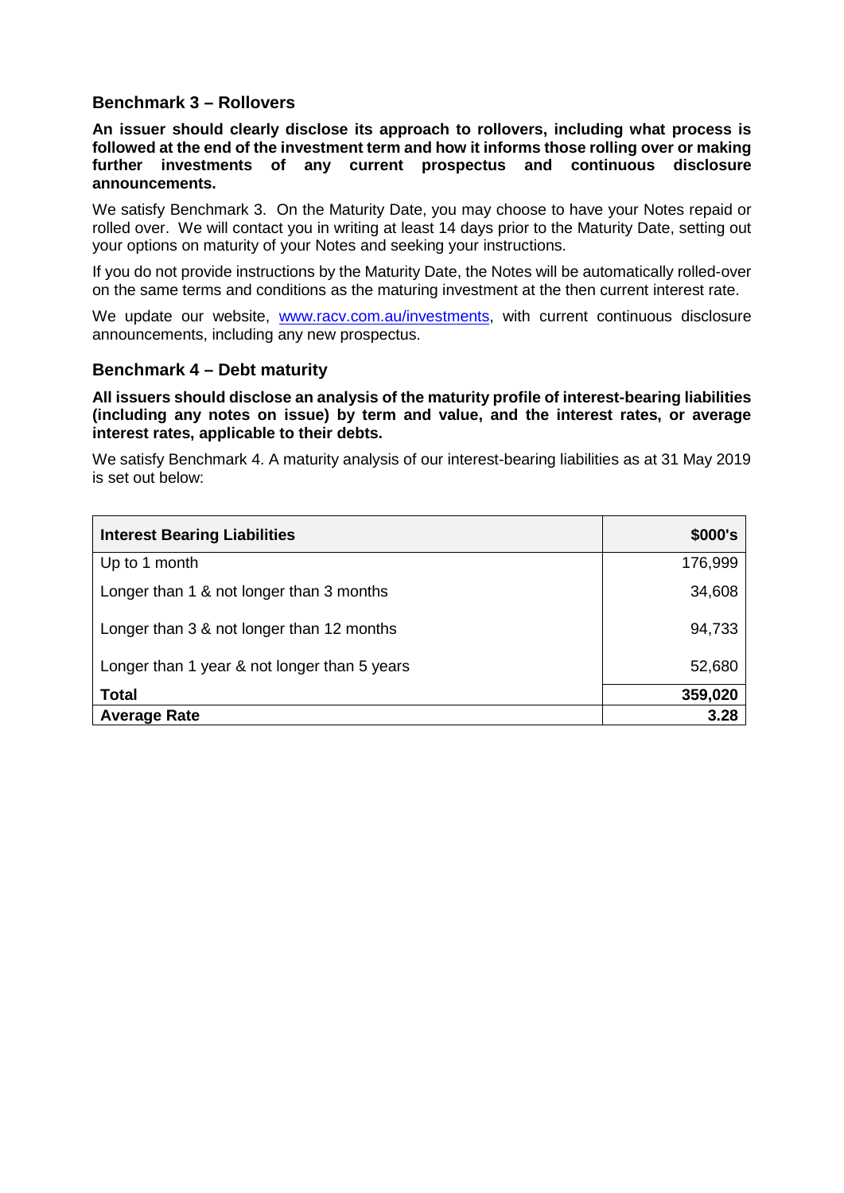### Benchmark 3 – Rollovers

**An issuer should clearly disclose its approach to rollovers, including what process is followed at the end of the investment term and how it informs those rolling over or making further investments of any current prospectus and continuous disclosure announcements.**

We satisfy Benchmark 3. On the Maturity Date, you may choose to have your Notes repaid or rolled over. We will contact you in writing at least 14 days prior to the Maturity Date, setting out your options on maturity of your Notes and seeking your instructions.

If you do not provide instructions by the Maturity Date, the Notes will be automatically rolled-over on the same terms and conditions as the maturing investment at the then current interest rate.

We update our website, [www.racv.com.au/investments](www.racv.com.au/investments), with current continuous disclosure announcements, including any new prospectus.

### Benchmark 4 – Debt maturity

**All issuers should disclose an analysis of the maturity profile of interest-bearing liabilities (including any notes on issue) by term and value, and the interest rates, or average interest rates, applicable to their debts.**

We satisfy Benchmark 4. A maturity analysis of our interest-bearing liabilities as at 31 May 2019 is set out below:

| **Interest Bearing Liabilities** | **$000's** |
|---|---:|
| Up to 1 month | 176,999 |
| Longer than 1 & not longer than 3 months | 34,608 |
| Longer than 3 & not longer than 12 months | 94,733 |
| Longer than 1 year & not longer than 5 years | 52,680 |
| **Total** | **359,020** |
| **Average Rate** | **3.28** |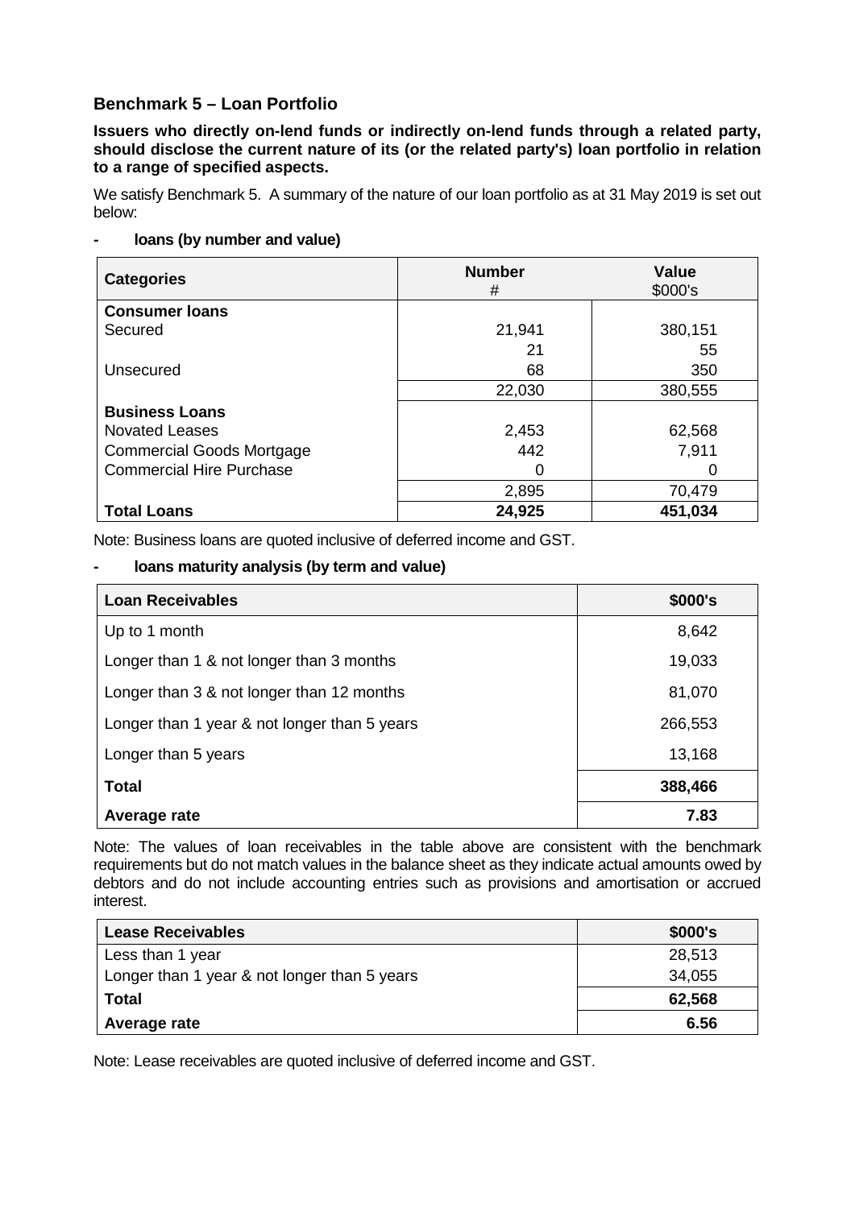## Benchmark 5 – Loan Portfolio

**Issuers who directly on-lend funds or indirectly on-lend funds through a related party, should disclose the current nature of its (or the related party's) loan portfolio in relation to a range of specified aspects.**

We satisfy Benchmark 5. A summary of the nature of our loan portfolio as at 31 May 2019 is set out below:

- **loans (by number and value)**

| Categories | Number # | Value $000's |
|---|---|---|
| **Consumer loans** | | |
| Secured | 21,941 | 380,151 |
| | 21 | 55 |
| Unsecured | 68 | 350 |
| | 22,030 | 380,555 |
| **Business Loans** | | |
| Novated Leases | 2,453 | 62,568 |
| Commercial Goods Mortgage | 442 | 7,911 |
| Commercial Hire Purchase | 0 | 0 |
| | 2,895 | 70,479 |
| **Total Loans** | **24,925** | **451,034** |

Note: Business loans are quoted inclusive of deferred income and GST.

- **loans maturity analysis (by term and value)**

| Loan Receivables | $000's |
|---|---|
| Up to 1 month | 8,642 |
| Longer than 1 & not longer than 3 months | 19,033 |
| Longer than 3 & not longer than 12 months | 81,070 |
| Longer than 1 year & not longer than 5 years | 266,553 |
| Longer than 5 years | 13,168 |
| **Total** | **388,466** |
| **Average rate** | **7.83** |

Note: The values of loan receivables in the table above are consistent with the benchmark requirements but do not match values in the balance sheet as they indicate actual amounts owed by debtors and do not include accounting entries such as provisions and amortisation or accrued interest.

| Lease Receivables | $000's |
|---|---|
| Less than 1 year | 28,513 |
| Longer than 1 year & not longer than 5 years | 34,055 |
| **Total** | **62,568** |
| **Average rate** | **6.56** |

Note: Lease receivables are quoted inclusive of deferred income and GST.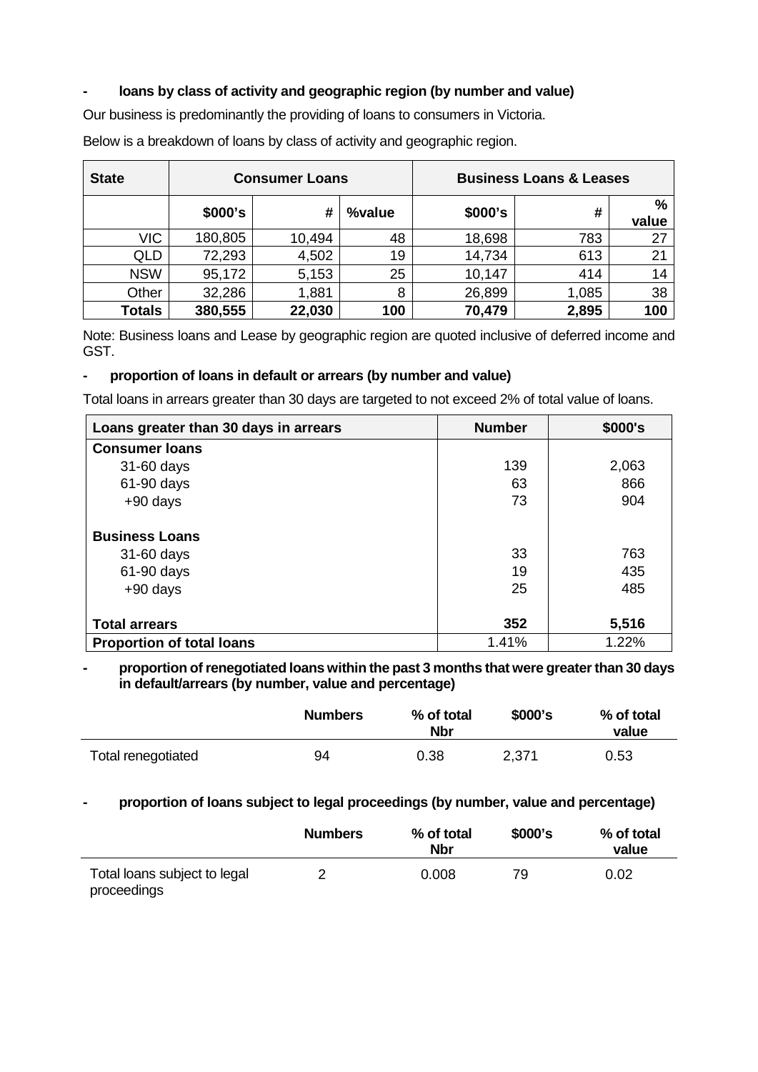- **loans by class of activity and geographic region (by number and value)**

Our business is predominantly the providing of loans to consumers in Victoria.

Below is a breakdown of loans by class of activity and geographic region.

| State | Consumer Loans | | | Business Loans & Leases | | |
|---|---|---|---|---|---|---|
| | $000's | # | %value | $000's | # | % value |
| VIC | 180,805 | 10,494 | 48 | 18,698 | 783 | 27 |
| QLD | 72,293 | 4,502 | 19 | 14,734 | 613 | 21 |
| NSW | 95,172 | 5,153 | 25 | 10,147 | 414 | 14 |
| Other | 32,286 | 1,881 | 8 | 26,899 | 1,085 | 38 |
| **Totals** | **380,555** | **22,030** | **100** | **70,479** | **2,895** | **100** |

Note: Business loans and Lease by geographic region are quoted inclusive of deferred income and GST.

- **proportion of loans in default or arrears (by number and value)**

Total loans in arrears greater than 30 days are targeted to not exceed 2% of total value of loans.

| Loans greater than 30 days in arrears | Number | $000's |
|---|---|---|
| **Consumer loans** | | |
| 31-60 days | 139 | 2,063 |
| 61-90 days | 63 | 866 |
| +90 days | 73 | 904 |
| **Business Loans** | | |
| 31-60 days | 33 | 763 |
| 61-90 days | 19 | 435 |
| +90 days | 25 | 485 |
| **Total arrears** | **352** | **5,516** |
| **Proportion of total loans** | 1.41% | 1.22% |

- **proportion of renegotiated loans within the past 3 months that were greater than 30 days in default/arrears (by number, value and percentage)**

| | Numbers | % of total Nbr | $000's | % of total value |
|---|---|---|---|---|
| Total renegotiated | 94 | 0.38 | 2,371 | 0.53 |

- **proportion of loans subject to legal proceedings (by number, value and percentage)**

| | Numbers | % of total Nbr | $000's | % of total value |
|---|---|---|---|---|
| Total loans subject to legal proceedings | 2 | 0.008 | 79 | 0.02 |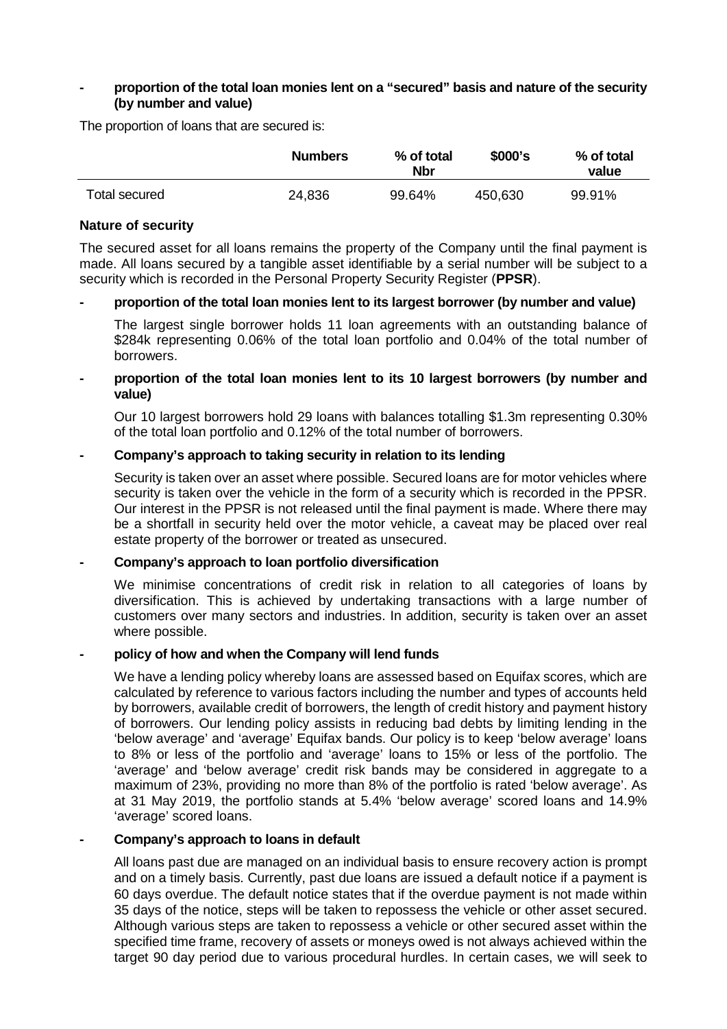- **proportion of the total loan monies lent on a "secured" basis and nature of the security (by number and value)**

The proportion of loans that are secured is:

| | Numbers | % of total Nbr | $000's | % of total value |
|---|---|---|---|---|
| Total secured | 24,836 | 99.64% | 450,630 | 99.91% |

**Nature of security**

The secured asset for all loans remains the property of the Company until the final payment is made. All loans secured by a tangible asset identifiable by a serial number will be subject to a security which is recorded in the Personal Property Security Register (**PPSR**).

- **proportion of the total loan monies lent to its largest borrower (by number and value)**

  The largest single borrower holds 11 loan agreements with an outstanding balance of $284k representing 0.06% of the total loan portfolio and 0.04% of the total number of borrowers.

- **proportion of the total loan monies lent to its 10 largest borrowers (by number and value)**

  Our 10 largest borrowers hold 29 loans with balances totalling $1.3m representing 0.30% of the total loan portfolio and 0.12% of the total number of borrowers.

- **Company's approach to taking security in relation to its lending**

  Security is taken over an asset where possible. Secured loans are for motor vehicles where security is taken over the vehicle in the form of a security which is recorded in the PPSR. Our interest in the PPSR is not released until the final payment is made. Where there may be a shortfall in security held over the motor vehicle, a caveat may be placed over real estate property of the borrower or treated as unsecured.

- **Company's approach to loan portfolio diversification**

  We minimise concentrations of credit risk in relation to all categories of loans by diversification. This is achieved by undertaking transactions with a large number of customers over many sectors and industries. In addition, security is taken over an asset where possible.

- **policy of how and when the Company will lend funds**

  We have a lending policy whereby loans are assessed based on Equifax scores, which are calculated by reference to various factors including the number and types of accounts held by borrowers, available credit of borrowers, the length of credit history and payment history of borrowers. Our lending policy assists in reducing bad debts by limiting lending in the 'below average' and 'average' Equifax bands. Our policy is to keep 'below average' loans to 8% or less of the portfolio and 'average' loans to 15% or less of the portfolio. The 'average' and 'below average' credit risk bands may be considered in aggregate to a maximum of 23%, providing no more than 8% of the portfolio is rated 'below average'. As at 31 May 2019, the portfolio stands at 5.4% 'below average' scored loans and 14.9% 'average' scored loans.

- **Company's approach to loans in default**

  All loans past due are managed on an individual basis to ensure recovery action is prompt and on a timely basis. Currently, past due loans are issued a default notice if a payment is 60 days overdue. The default notice states that if the overdue payment is not made within 35 days of the notice, steps will be taken to repossess the vehicle or other asset secured. Although various steps are taken to repossess a vehicle or other secured asset within the specified time frame, recovery of assets or moneys owed is not always achieved within the target 90 day period due to various procedural hurdles. In certain cases, we will seek to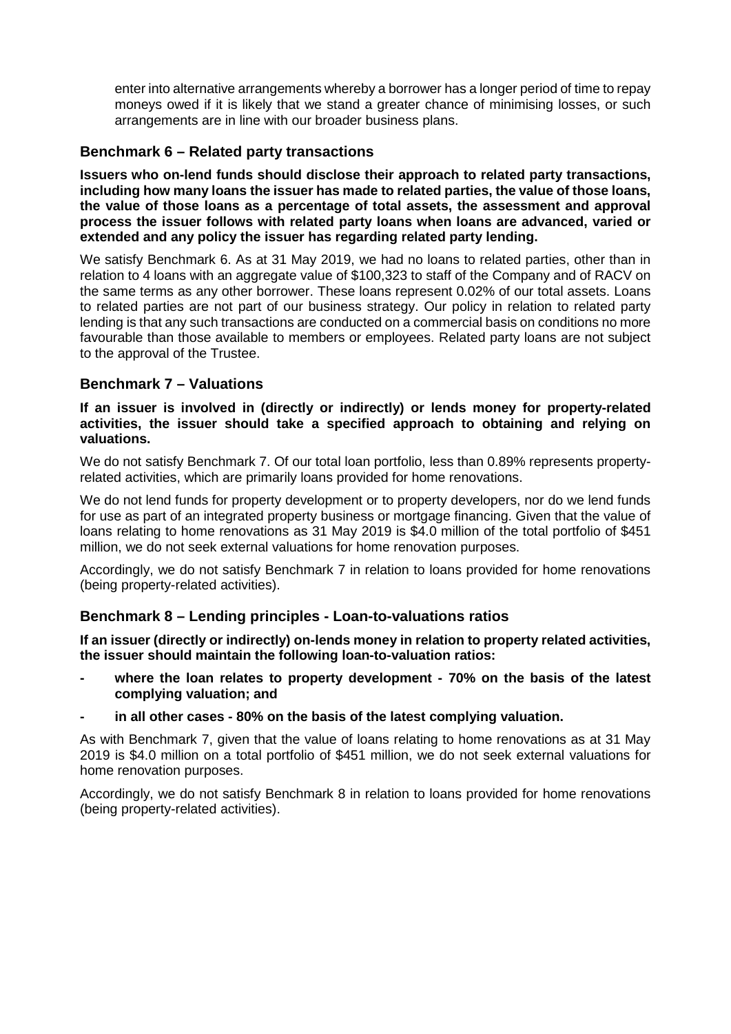enter into alternative arrangements whereby a borrower has a longer period of time to repay moneys owed if it is likely that we stand a greater chance of minimising losses, or such arrangements are in line with our broader business plans.

## Benchmark 6 – Related party transactions

**Issuers who on-lend funds should disclose their approach to related party transactions, including how many loans the issuer has made to related parties, the value of those loans, the value of those loans as a percentage of total assets, the assessment and approval process the issuer follows with related party loans when loans are advanced, varied or extended and any policy the issuer has regarding related party lending.**

We satisfy Benchmark 6. As at 31 May 2019, we had no loans to related parties, other than in relation to 4 loans with an aggregate value of $100,323 to staff of the Company and of RACV on the same terms as any other borrower. These loans represent 0.02% of our total assets. Loans to related parties are not part of our business strategy. Our policy in relation to related party lending is that any such transactions are conducted on a commercial basis on conditions no more favourable than those available to members or employees. Related party loans are not subject to the approval of the Trustee.

## Benchmark 7 – Valuations

**If an issuer is involved in (directly or indirectly) or lends money for property-related activities, the issuer should take a specified approach to obtaining and relying on valuations.**

We do not satisfy Benchmark 7. Of our total loan portfolio, less than 0.89% represents property-related activities, which are primarily loans provided for home renovations.

We do not lend funds for property development or to property developers, nor do we lend funds for use as part of an integrated property business or mortgage financing. Given that the value of loans relating to home renovations as 31 May 2019 is $4.0 million of the total portfolio of $451 million, we do not seek external valuations for home renovation purposes.

Accordingly, we do not satisfy Benchmark 7 in relation to loans provided for home renovations (being property-related activities).

## Benchmark 8 – Lending principles - Loan-to-valuations ratios

**If an issuer (directly or indirectly) on-lends money in relation to property related activities, the issuer should maintain the following loan-to-valuation ratios:**

- **where the loan relates to property development - 70% on the basis of the latest complying valuation; and**
- **in all other cases - 80% on the basis of the latest complying valuation.**

As with Benchmark 7, given that the value of loans relating to home renovations as at 31 May 2019 is $4.0 million on a total portfolio of $451 million, we do not seek external valuations for home renovation purposes.

Accordingly, we do not satisfy Benchmark 8 in relation to loans provided for home renovations (being property-related activities).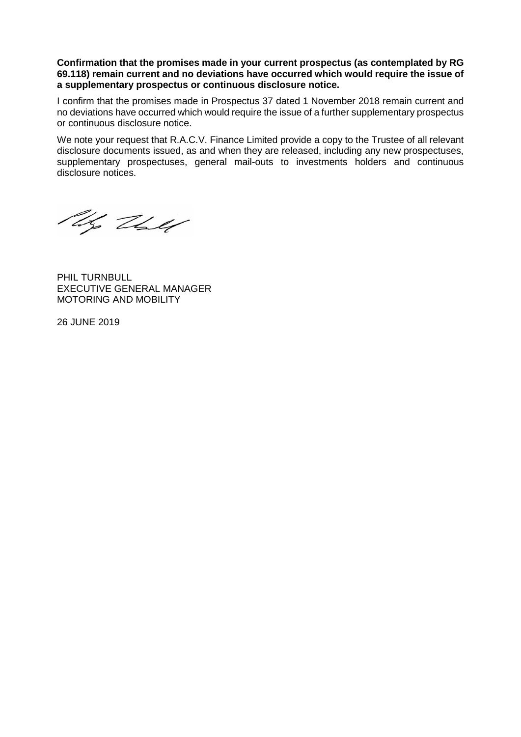**Confirmation that the promises made in your current prospectus (as contemplated by RG 69.118) remain current and no deviations have occurred which would require the issue of a supplementary prospectus or continuous disclosure notice.**

I confirm that the promises made in Prospectus 37 dated 1 November 2018 remain current and no deviations have occurred which would require the issue of a further supplementary prospectus or continuous disclosure notice.

We note your request that R.A.C.V. Finance Limited provide a copy to the Trustee of all relevant disclosure documents issued, as and when they are released, including any new prospectuses, supplementary prospectuses, general mail-outs to investments holders and continuous disclosure notices.

PHIL TURNBULL
EXECUTIVE GENERAL MANAGER
MOTORING AND MOBILITY

26 JUNE 2019